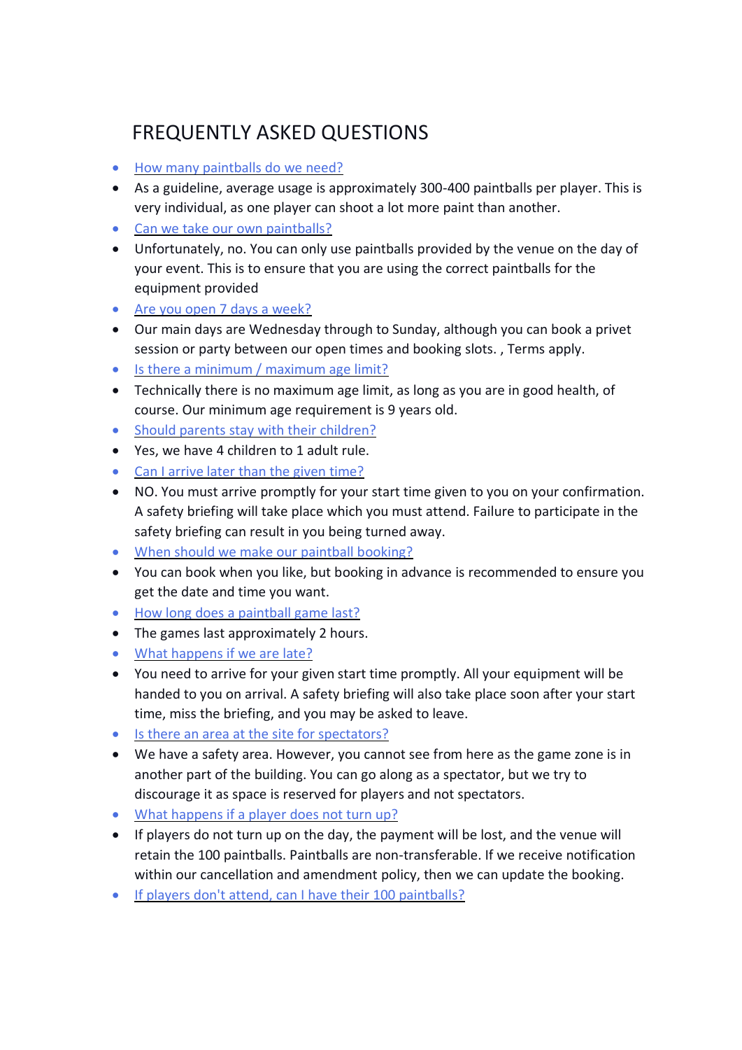# FREQUENTLY ASKED QUESTIONS

- How many paintballs do we need?
- As a guideline, average usage is approximately 300-400 paintballs per player. This is very individual, as one player can shoot a lot more paint than another.
- Can we take our own paintballs?
- Unfortunately, no. You can only use paintballs provided by the venue on the day of your event. This is to ensure that you are using the correct paintballs for the equipment provided
- Are you open 7 days a week?
- Our main days are Wednesday through to Sunday, although you can book a privet session or party between our open times and booking slots. , Terms apply.
- Is there a minimum / maximum age limit?
- Technically there is no maximum age limit, as long as you are in good health, of course. Our minimum age requirement is 9 years old.
- Should parents stay with their children?
- Yes, we have 4 children to 1 adult rule.
- Can I arrive later than the given time?
- NO. You must arrive promptly for your start time given to you on your confirmation. A safety briefing will take place which you must attend. Failure to participate in the safety briefing can result in you being turned away.
- When should we make our paintball booking?
- You can book when you like, but booking in advance is recommended to ensure you get the date and time you want.
- How long does a paintball game last?
- The games last approximately 2 hours.
- What happens if we are late?
- You need to arrive for your given start time promptly. All your equipment will be handed to you on arrival. A safety briefing will also take place soon after your start time, miss the briefing, and you may be asked to leave.
- Is there an area at the site for spectators?
- We have a safety area. However, you cannot see from here as the game zone is in another part of the building. You can go along as a spectator, but we try to discourage it as space is reserved for players and not spectators.
- What happens if a player does not turn up?
- If players do not turn up on the day, the payment will be lost, and the venue will retain the 100 paintballs. Paintballs are non-transferable. If we receive notification within our cancellation and amendment policy, then we can update the booking.
- If players don't attend, can I have their 100 paintballs?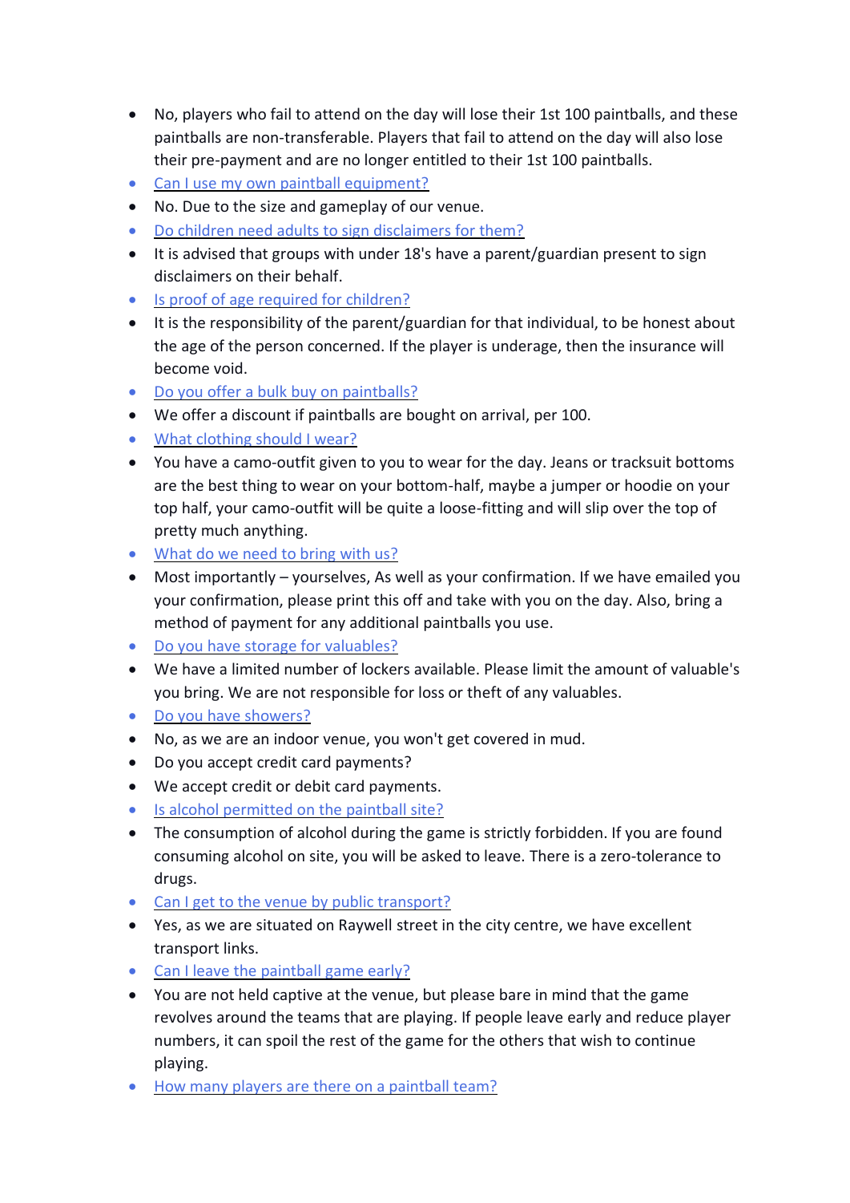- No, players who fail to attend on the day will lose their 1st 100 paintballs, and these paintballs are non-transferable. Players that fail to attend on the day will also lose their pre-payment and are no longer entitled to their 1st 100 paintballs.
- Can I use my own paintball equipment?
- No. Due to the size and gameplay of our venue.
- Do children need adults to sign disclaimers for them?
- It is advised that groups with under 18's have a parent/guardian present to sign disclaimers on their behalf.
- Is proof of age required for children?
- It is the responsibility of the parent/guardian for that individual, to be honest about the age of the person concerned. If the player is underage, then the insurance will become void.
- Do you offer a bulk buy on paintballs?
- We offer a discount if paintballs are bought on arrival, per 100.
- What clothing should I wear?
- You have a camo-outfit given to you to wear for the day. Jeans or tracksuit bottoms are the best thing to wear on your bottom-half, maybe a jumper or hoodie on your top half, your camo-outfit will be quite a loose-fitting and will slip over the top of pretty much anything.
- What do we need to bring with us?
- Most importantly – yourselves, As well as your confirmation. If we have emailed you your confirmation, please print this off and take with you on the day. Also, bring a method of payment for any additional paintballs you use.
- Do you have storage for valuables?
- We have a limited number of lockers available. Please limit the amount of valuable's you bring. We are not responsible for loss or theft of any valuables.
- Do you have showers?
- No, as we are an indoor venue, you won't get covered in mud.
- Do you accept credit card payments?
- We accept credit or debit card payments.
- Is alcohol permitted on the paintball site?
- The consumption of alcohol during the game is strictly forbidden. If you are found consuming alcohol on site, you will be asked to leave. There is a zero-tolerance to drugs.
- Can I get to the venue by public transport?
- Yes, as we are situated on Raywell street in the city centre, we have excellent transport links.
- Can I leave the paintball game early?
- You are not held captive at the venue, but please bare in mind that the game revolves around the teams that are playing. If people leave early and reduce player numbers, it can spoil the rest of the game for the others that wish to continue playing.
- How many players are there on a paintball team?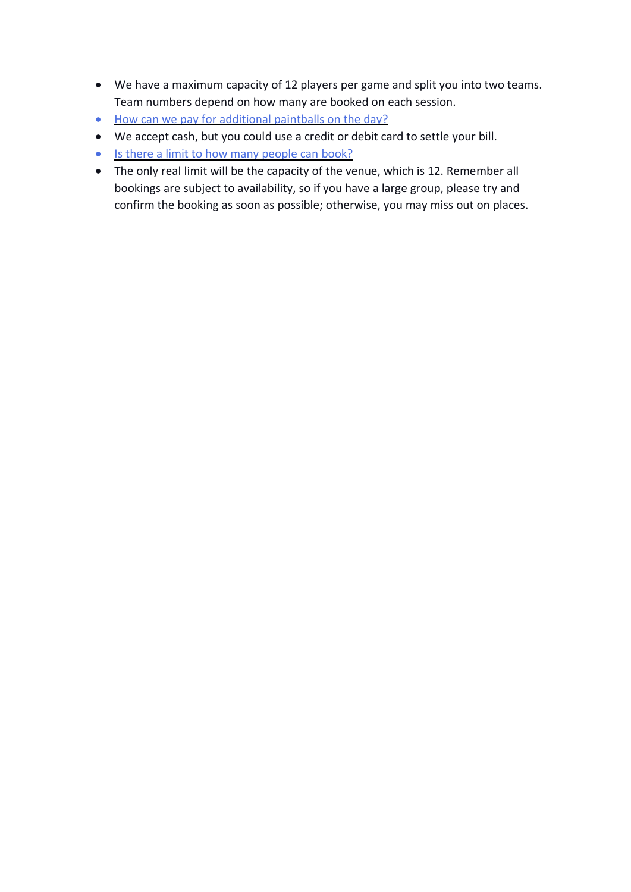- We have a maximum capacity of 12 players per game and split you into two teams. Team numbers depend on how many are booked on each session.
- How can we pay for additional paintballs on the day?
- We accept cash, but you could use a credit or debit card to settle your bill.
- Is there a limit to how many people can book?
- The only real limit will be the capacity of the venue, which is 12. Remember all bookings are subject to availability, so if you have a large group, please try and confirm the booking as soon as possible; otherwise, you may miss out on places.